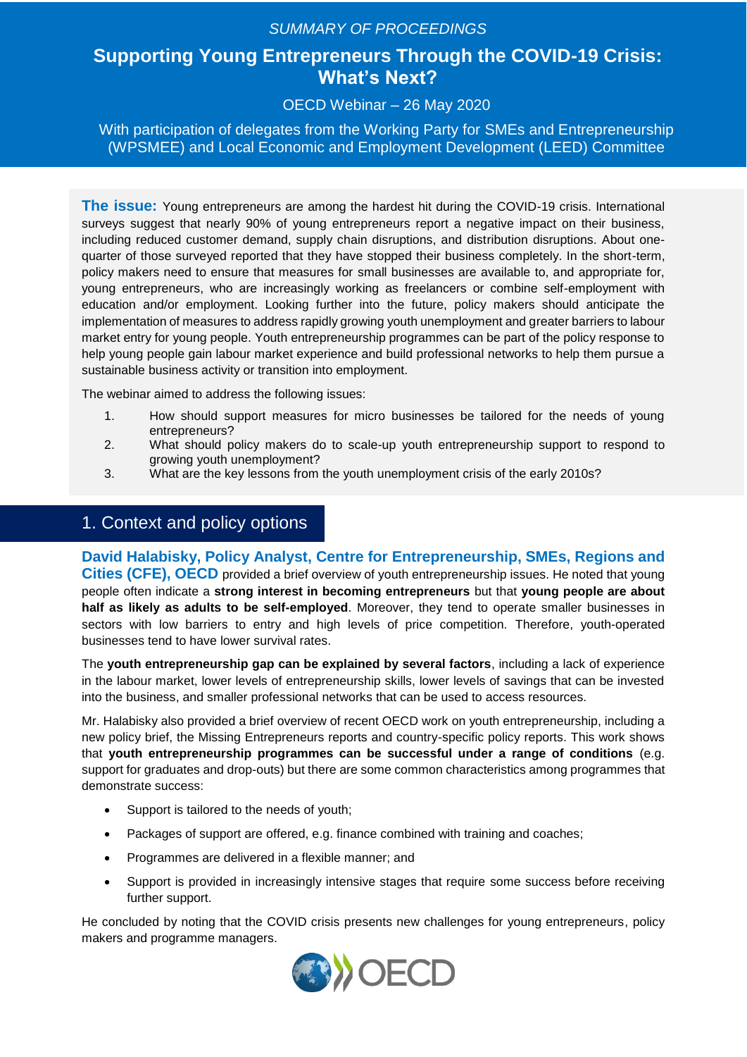*SUMMARY OF PROCEEDINGS*

# Supporting Young Entrepreneurs Through the COVID-19 Crisis: What's Next?

OECD Webinar – 26 May 2020

With participation of delegates from the Working Party for SMEs and Entrepreneurship (WPSMEE) and Local Economic and Employment Development (LEED) Committee

**The issue:** Young entrepreneurs are among the hardest hit during the COVID-19 crisis. International surveys suggest that nearly 90% of young entrepreneurs report a negative impact on their business, including reduced customer demand, supply chain disruptions, and distribution disruptions. About one-quarter of those surveyed reported that they have stopped their business completely. In the short-term, policy makers need to ensure that measures for small businesses are available to, and appropriate for, young entrepreneurs, who are increasingly working as freelancers or combine self-employment with education and/or employment. Looking further into the future, policy makers should anticipate the implementation of measures to address rapidly growing youth unemployment and greater barriers to labour market entry for young people. Youth entrepreneurship programmes can be part of the policy response to help young people gain labour market experience and build professional networks to help them pursue a sustainable business activity or transition into employment.

The webinar aimed to address the following issues:

1. How should support measures for micro businesses be tailored for the needs of young entrepreneurs?
2. What should policy makers do to scale-up youth entrepreneurship support to respond to growing youth unemployment?
3. What are the key lessons from the youth unemployment crisis of the early 2010s?

## 1. Context and policy options

**David Halabisky, Policy Analyst, Centre for Entrepreneurship, SMEs, Regions and Cities (CFE), OECD** provided a brief overview of youth entrepreneurship issues. He noted that young people often indicate a **strong interest in becoming entrepreneurs** but that **young people are about half as likely as adults to be self-employed**. Moreover, they tend to operate smaller businesses in sectors with low barriers to entry and high levels of price competition. Therefore, youth-operated businesses tend to have lower survival rates.

The **youth entrepreneurship gap can be explained by several factors**, including a lack of experience in the labour market, lower levels of entrepreneurship skills, lower levels of savings that can be invested into the business, and smaller professional networks that can be used to access resources.

Mr. Halabisky also provided a brief overview of recent OECD work on youth entrepreneurship, including a new policy brief, the Missing Entrepreneurs reports and country-specific policy reports. This work shows that **youth entrepreneurship programmes can be successful under a range of conditions** (e.g. support for graduates and drop-outs) but there are some common characteristics among programmes that demonstrate success:

- Support is tailored to the needs of youth;
- Packages of support are offered, e.g. finance combined with training and coaches;
- Programmes are delivered in a flexible manner; and
- Support is provided in increasingly intensive stages that require some success before receiving further support.

He concluded by noting that the COVID crisis presents new challenges for young entrepreneurs, policy makers and programme managers.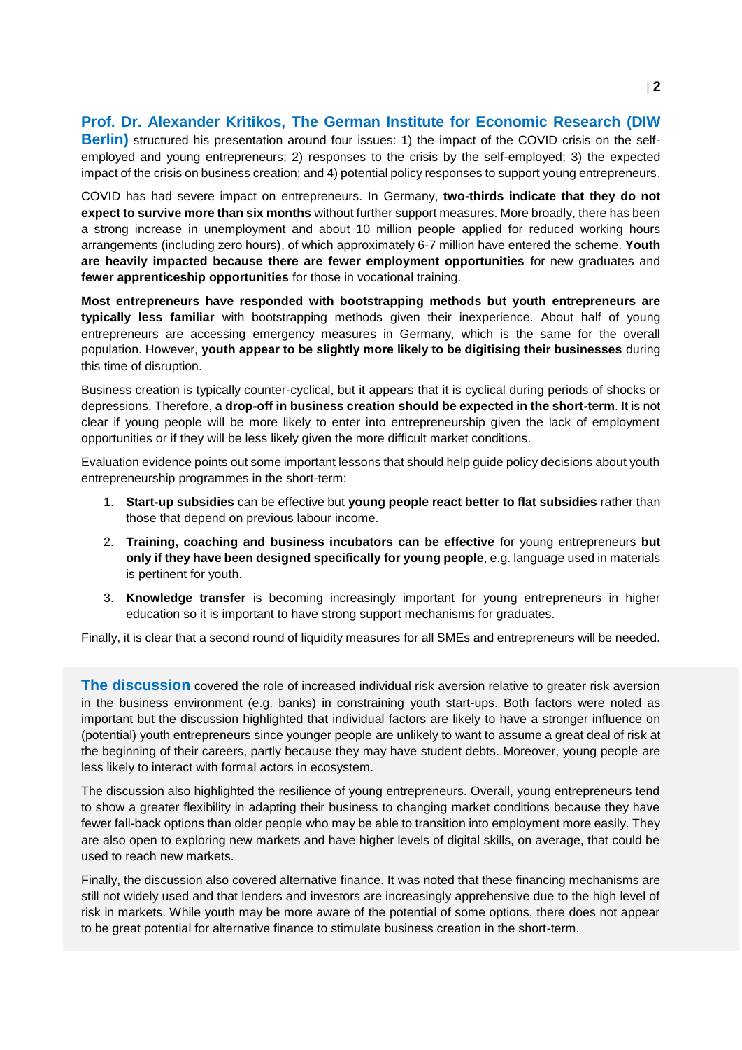**Prof. Dr. Alexander Kritikos, The German Institute for Economic Research (DIW Berlin)** structured his presentation around four issues: 1) the impact of the COVID crisis on the self-employed and young entrepreneurs; 2) responses to the crisis by the self-employed; 3) the expected impact of the crisis on business creation; and 4) potential policy responses to support young entrepreneurs.

COVID has had severe impact on entrepreneurs. In Germany, **two-thirds indicate that they do not expect to survive more than six months** without further support measures. More broadly, there has been a strong increase in unemployment and about 10 million people applied for reduced working hours arrangements (including zero hours), of which approximately 6-7 million have entered the scheme. **Youth are heavily impacted because there are fewer employment opportunities** for new graduates and **fewer apprenticeship opportunities** for those in vocational training.

**Most entrepreneurs have responded with bootstrapping methods but youth entrepreneurs are typically less familiar** with bootstrapping methods given their inexperience. About half of young entrepreneurs are accessing emergency measures in Germany, which is the same for the overall population. However, **youth appear to be slightly more likely to be digitising their businesses** during this time of disruption.

Business creation is typically counter-cyclical, but it appears that it is cyclical during periods of shocks or depressions. Therefore, **a drop-off in business creation should be expected in the short-term**. It is not clear if young people will be more likely to enter into entrepreneurship given the lack of employment opportunities or if they will be less likely given the more difficult market conditions.

Evaluation evidence points out some important lessons that should help guide policy decisions about youth entrepreneurship programmes in the short-term:

1. **Start-up subsidies** can be effective but **young people react better to flat subsidies** rather than those that depend on previous labour income.
2. **Training, coaching and business incubators can be effective** for young entrepreneurs **but only if they have been designed specifically for young people**, e.g. language used in materials is pertinent for youth.
3. **Knowledge transfer** is becoming increasingly important for young entrepreneurs in higher education so it is important to have strong support mechanisms for graduates.

Finally, it is clear that a second round of liquidity measures for all SMEs and entrepreneurs will be needed.

**The discussion** covered the role of increased individual risk aversion relative to greater risk aversion in the business environment (e.g. banks) in constraining youth start-ups. Both factors were noted as important but the discussion highlighted that individual factors are likely to have a stronger influence on (potential) youth entrepreneurs since younger people are unlikely to want to assume a great deal of risk at the beginning of their careers, partly because they may have student debts. Moreover, young people are less likely to interact with formal actors in ecosystem.

The discussion also highlighted the resilience of young entrepreneurs. Overall, young entrepreneurs tend to show a greater flexibility in adapting their business to changing market conditions because they have fewer fall-back options than older people who may be able to transition into employment more easily. They are also open to exploring new markets and have higher levels of digital skills, on average, that could be used to reach new markets.

Finally, the discussion also covered alternative finance. It was noted that these financing mechanisms are still not widely used and that lenders and investors are increasingly apprehensive due to the high level of risk in markets. While youth may be more aware of the potential of some options, there does not appear to be great potential for alternative finance to stimulate business creation in the short-term.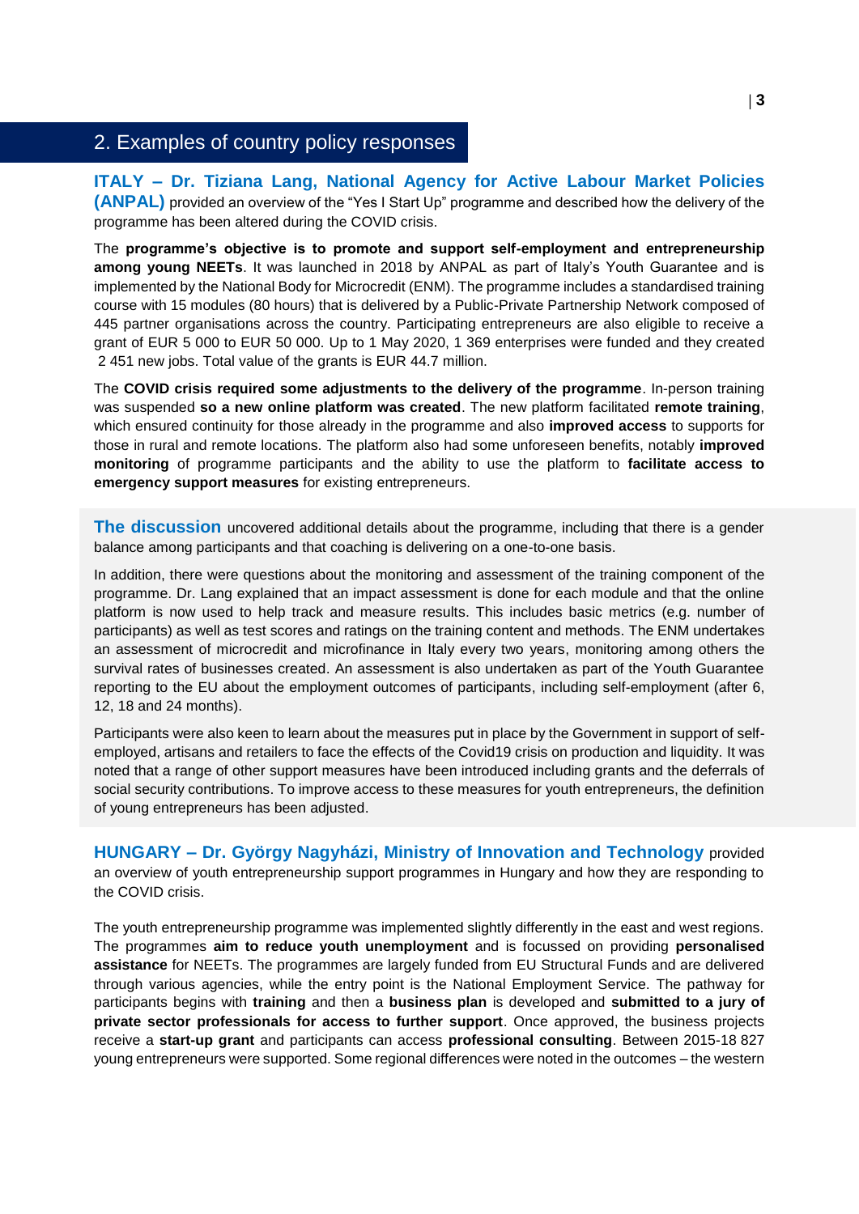## 2. Examples of country policy responses

**ITALY – Dr. Tiziana Lang, National Agency for Active Labour Market Policies (ANPAL)** provided an overview of the "Yes I Start Up" programme and described how the delivery of the programme has been altered during the COVID crisis.

The **programme's objective is to promote and support self-employment and entrepreneurship among young NEETs**. It was launched in 2018 by ANPAL as part of Italy's Youth Guarantee and is implemented by the National Body for Microcredit (ENM). The programme includes a standardised training course with 15 modules (80 hours) that is delivered by a Public-Private Partnership Network composed of 445 partner organisations across the country. Participating entrepreneurs are also eligible to receive a grant of EUR 5 000 to EUR 50 000. Up to 1 May 2020, 1 369 enterprises were funded and they created 2 451 new jobs. Total value of the grants is EUR 44.7 million.

The **COVID crisis required some adjustments to the delivery of the programme**. In-person training was suspended **so a new online platform was created**. The new platform facilitated **remote training**, which ensured continuity for those already in the programme and also **improved access** to supports for those in rural and remote locations. The platform also had some unforeseen benefits, notably **improved monitoring** of programme participants and the ability to use the platform to **facilitate access to emergency support measures** for existing entrepreneurs.

**The discussion** uncovered additional details about the programme, including that there is a gender balance among participants and that coaching is delivering on a one-to-one basis.

In addition, there were questions about the monitoring and assessment of the training component of the programme. Dr. Lang explained that an impact assessment is done for each module and that the online platform is now used to help track and measure results. This includes basic metrics (e.g. number of participants) as well as test scores and ratings on the training content and methods. The ENM undertakes an assessment of microcredit and microfinance in Italy every two years, monitoring among others the survival rates of businesses created. An assessment is also undertaken as part of the Youth Guarantee reporting to the EU about the employment outcomes of participants, including self-employment (after 6, 12, 18 and 24 months).

Participants were also keen to learn about the measures put in place by the Government in support of self-employed, artisans and retailers to face the effects of the Covid19 crisis on production and liquidity. It was noted that a range of other support measures have been introduced including grants and the deferrals of social security contributions. To improve access to these measures for youth entrepreneurs, the definition of young entrepreneurs has been adjusted.

**HUNGARY – Dr. György Nagyházi, Ministry of Innovation and Technology** provided an overview of youth entrepreneurship support programmes in Hungary and how they are responding to the COVID crisis.

The youth entrepreneurship programme was implemented slightly differently in the east and west regions. The programmes **aim to reduce youth unemployment** and is focussed on providing **personalised assistance** for NEETs. The programmes are largely funded from EU Structural Funds and are delivered through various agencies, while the entry point is the National Employment Service. The pathway for participants begins with **training** and then a **business plan** is developed and **submitted to a jury of private sector professionals for access to further support**. Once approved, the business projects receive a **start-up grant** and participants can access **professional consulting**. Between 2015-18 827 young entrepreneurs were supported. Some regional differences were noted in the outcomes – the western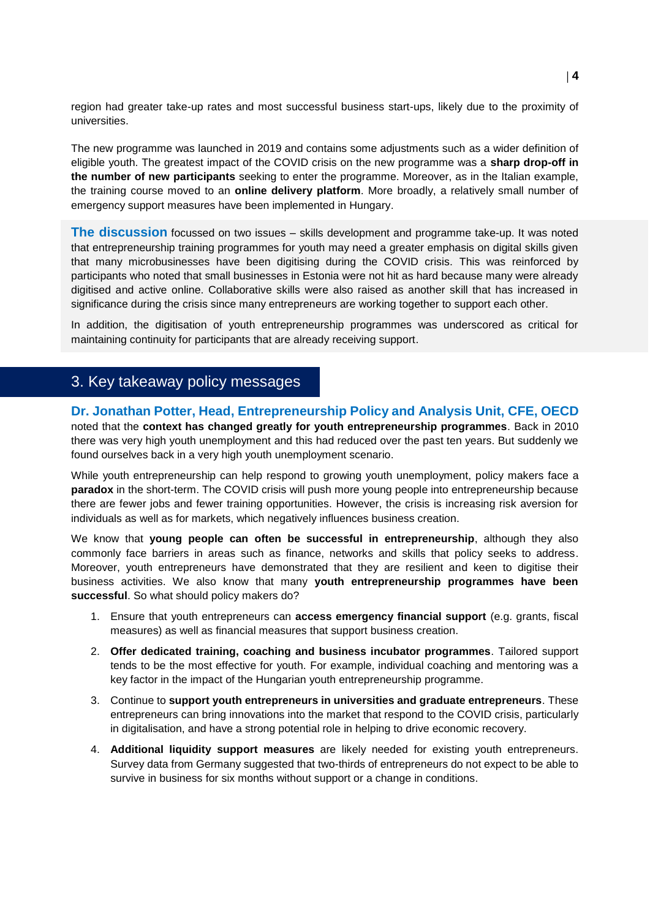region had greater take-up rates and most successful business start-ups, likely due to the proximity of universities.

The new programme was launched in 2019 and contains some adjustments such as a wider definition of eligible youth. The greatest impact of the COVID crisis on the new programme was a **sharp drop-off in the number of new participants** seeking to enter the programme. Moreover, as in the Italian example, the training course moved to an **online delivery platform**. More broadly, a relatively small number of emergency support measures have been implemented in Hungary.

**The discussion** focussed on two issues – skills development and programme take-up. It was noted that entrepreneurship training programmes for youth may need a greater emphasis on digital skills given that many microbusinesses have been digitising during the COVID crisis. This was reinforced by participants who noted that small businesses in Estonia were not hit as hard because many were already digitised and active online. Collaborative skills were also raised as another skill that has increased in significance during the crisis since many entrepreneurs are working together to support each other.

In addition, the digitisation of youth entrepreneurship programmes was underscored as critical for maintaining continuity for participants that are already receiving support.

## 3. Key takeaway policy messages

**Dr. Jonathan Potter, Head, Entrepreneurship Policy and Analysis Unit, CFE, OECD** noted that the **context has changed greatly for youth entrepreneurship programmes**. Back in 2010 there was very high youth unemployment and this had reduced over the past ten years. But suddenly we found ourselves back in a very high youth unemployment scenario.

While youth entrepreneurship can help respond to growing youth unemployment, policy makers face a **paradox** in the short-term. The COVID crisis will push more young people into entrepreneurship because there are fewer jobs and fewer training opportunities. However, the crisis is increasing risk aversion for individuals as well as for markets, which negatively influences business creation.

We know that **young people can often be successful in entrepreneurship**, although they also commonly face barriers in areas such as finance, networks and skills that policy seeks to address. Moreover, youth entrepreneurs have demonstrated that they are resilient and keen to digitise their business activities. We also know that many **youth entrepreneurship programmes have been successful**. So what should policy makers do?

1. Ensure that youth entrepreneurs can **access emergency financial support** (e.g. grants, fiscal measures) as well as financial measures that support business creation.
2. **Offer dedicated training, coaching and business incubator programmes**. Tailored support tends to be the most effective for youth. For example, individual coaching and mentoring was a key factor in the impact of the Hungarian youth entrepreneurship programme.
3. Continue to **support youth entrepreneurs in universities and graduate entrepreneurs**. These entrepreneurs can bring innovations into the market that respond to the COVID crisis, particularly in digitalisation, and have a strong potential role in helping to drive economic recovery.
4. **Additional liquidity support measures** are likely needed for existing youth entrepreneurs. Survey data from Germany suggested that two-thirds of entrepreneurs do not expect to be able to survive in business for six months without support or a change in conditions.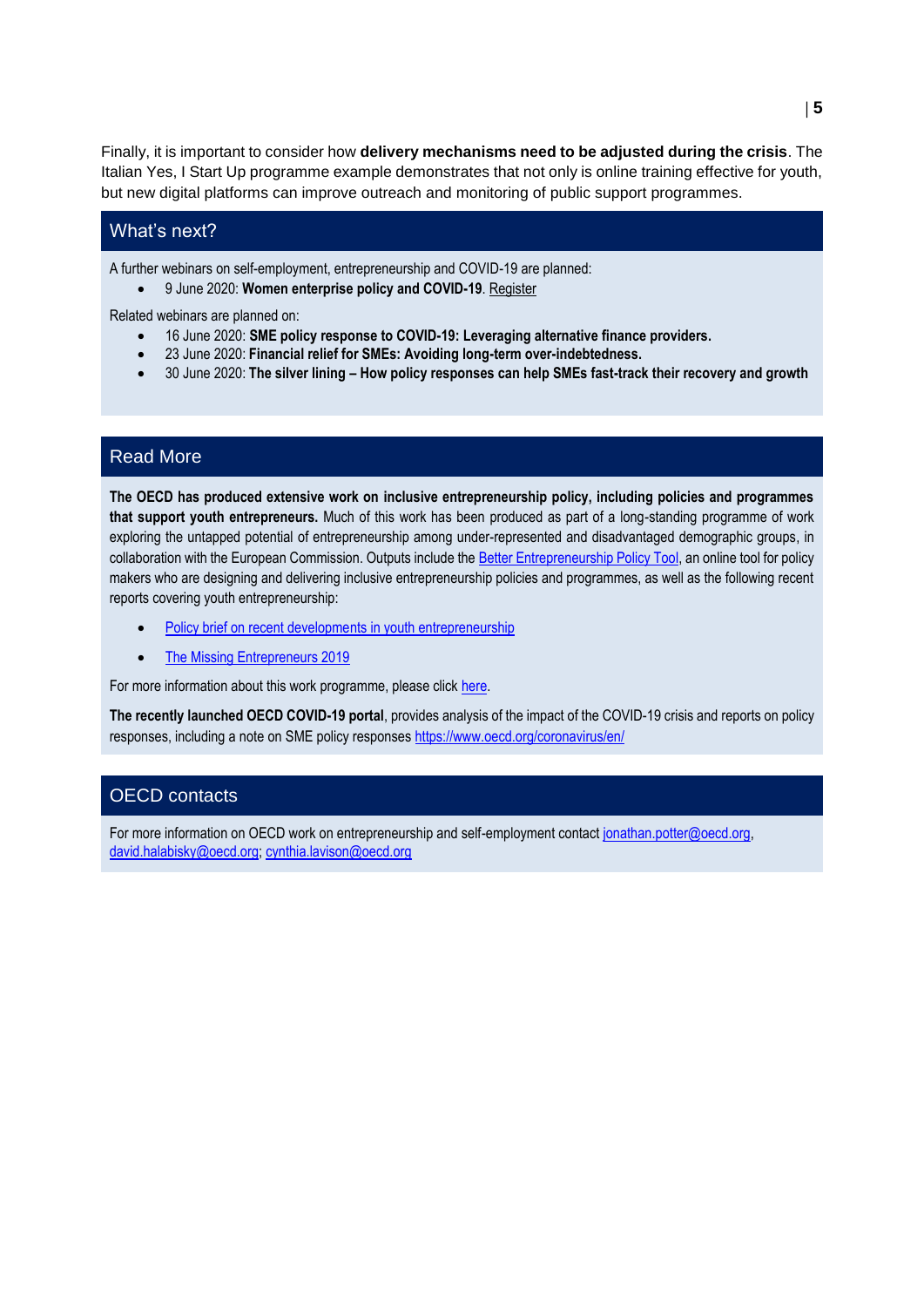Finally, it is important to consider how **delivery mechanisms need to be adjusted during the crisis**. The Italian Yes, I Start Up programme example demonstrates that not only is online training effective for youth, but new digital platforms can improve outreach and monitoring of public support programmes.

## What's next?

A further webinars on self-employment, entrepreneurship and COVID-19 are planned:

- 9 June 2020: **Women enterprise policy and COVID-19**. Register

Related webinars are planned on:

- 16 June 2020: **SME policy response to COVID-19: Leveraging alternative finance providers.**
- 23 June 2020: **Financial relief for SMEs: Avoiding long-term over-indebtedness.**
- 30 June 2020: **The silver lining – How policy responses can help SMEs fast-track their recovery and growth**

## Read More

**The OECD has produced extensive work on inclusive entrepreneurship policy, including policies and programmes that support youth entrepreneurs.** Much of this work has been produced as part of a long-standing programme of work exploring the untapped potential of entrepreneurship among under-represented and disadvantaged demographic groups, in collaboration with the European Commission. Outputs include the Better Entrepreneurship Policy Tool, an online tool for policy makers who are designing and delivering inclusive entrepreneurship policies and programmes, as well as the following recent reports covering youth entrepreneurship:

- Policy brief on recent developments in youth entrepreneurship
- The Missing Entrepreneurs 2019

For more information about this work programme, please click here.

**The recently launched OECD COVID-19 portal**, provides analysis of the impact of the COVID-19 crisis and reports on policy responses, including a note on SME policy responses https://www.oecd.org/coronavirus/en/

## OECD contacts

For more information on OECD work on entrepreneurship and self-employment contact jonathan.potter@oecd.org, david.halabisky@oecd.org; cynthia.lavison@oecd.org